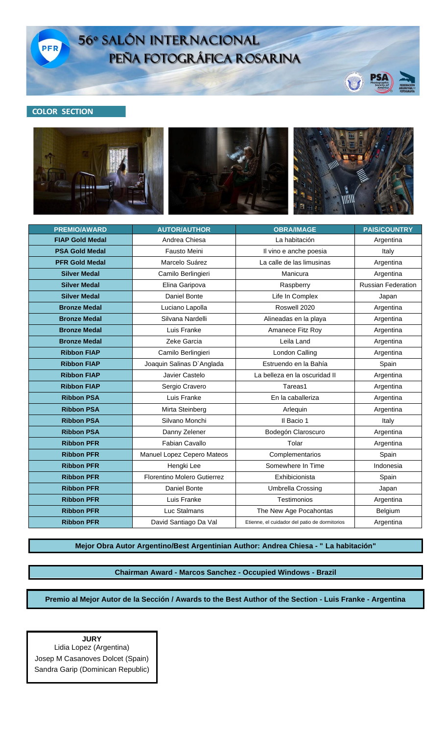# 56º SALÓN INTERNACIONAL
# PEÑA FOTOGRÁFICA ROSARINA

## COLOR SECTION

| PREMIO/AWARD | AUTOR/AUTHOR | OBRA/IMAGE | PAIS/COUNTRY |
|---|---|---|---|
| FIAP Gold Medal | Andrea Chiesa | La habitación | Argentina |
| PSA Gold Medal | Fausto Meini | Il vino e anche poesia | Italy |
| PFR Gold Medal | Marcelo Suárez | La calle de las limusinas | Argentina |
| Silver Medal | Camilo Berlingieri | Manicura | Argentina |
| Silver Medal | Elina Garipova | Raspberry | Russian Federation |
| Silver Medal | Daniel Bonte | Life In Complex | Japan |
| Bronze Medal | Luciano Lapolla | Roswell 2020 | Argentina |
| Bronze Medal | Silvana Nardelli | Alineadas en la playa | Argentina |
| Bronze Medal | Luis Franke | Amanece Fitz Roy | Argentina |
| Bronze Medal | Zeke Garcia | Leila Land | Argentina |
| Ribbon FIAP | Camilo Berlingieri | London Calling | Argentina |
| Ribbon FIAP | Joaquin Salinas D`Anglada | Estruendo en la Bahía | Spain |
| Ribbon FIAP | Javier Castelo | La belleza en la oscuridad II | Argentina |
| Ribbon FIAP | Sergio Cravero | Tareas1 | Argentina |
| Ribbon PSA | Luis Franke | En la caballeriza | Argentina |
| Ribbon PSA | Mirta Steinberg | Arlequin | Argentina |
| Ribbon PSA | Silvano Monchi | Il Bacio 1 | Italy |
| Ribbon PSA | Danny Zelener | Bodegón Claroscuro | Argentina |
| Ribbon PFR | Fabian Cavallo | Tolar | Argentina |
| Ribbon PFR | Manuel Lopez Cepero Mateos | Complementarios | Spain |
| Ribbon PFR | Hengki Lee | Somewhere In Time | Indonesia |
| Ribbon PFR | Florentino Molero Gutierrez | Exhibicionista | Spain |
| Ribbon PFR | Daniel Bonte | Umbrella Crossing | Japan |
| Ribbon PFR | Luis Franke | Testimonios | Argentina |
| Ribbon PFR | Luc Stalmans | The New Age Pocahontas | Belgium |
| Ribbon PFR | David Santiago Da Val | Etienne, el cuidador del patio de dormitorios | Argentina |

**Mejor Obra Autor Argentino/Best Argentinian Author: Andrea Chiesa - " La habitación"**

**Chairman Award - Marcos Sanchez - Occupied Windows - Brazil**

**Premio al Mejor Autor de la Sección / Awards to the Best Author of the Section - Luis Franke - Argentina**

**JURY**
Lidia Lopez (Argentina)
Josep M Casanoves Dolcet (Spain)
Sandra Garip (Dominican Republic)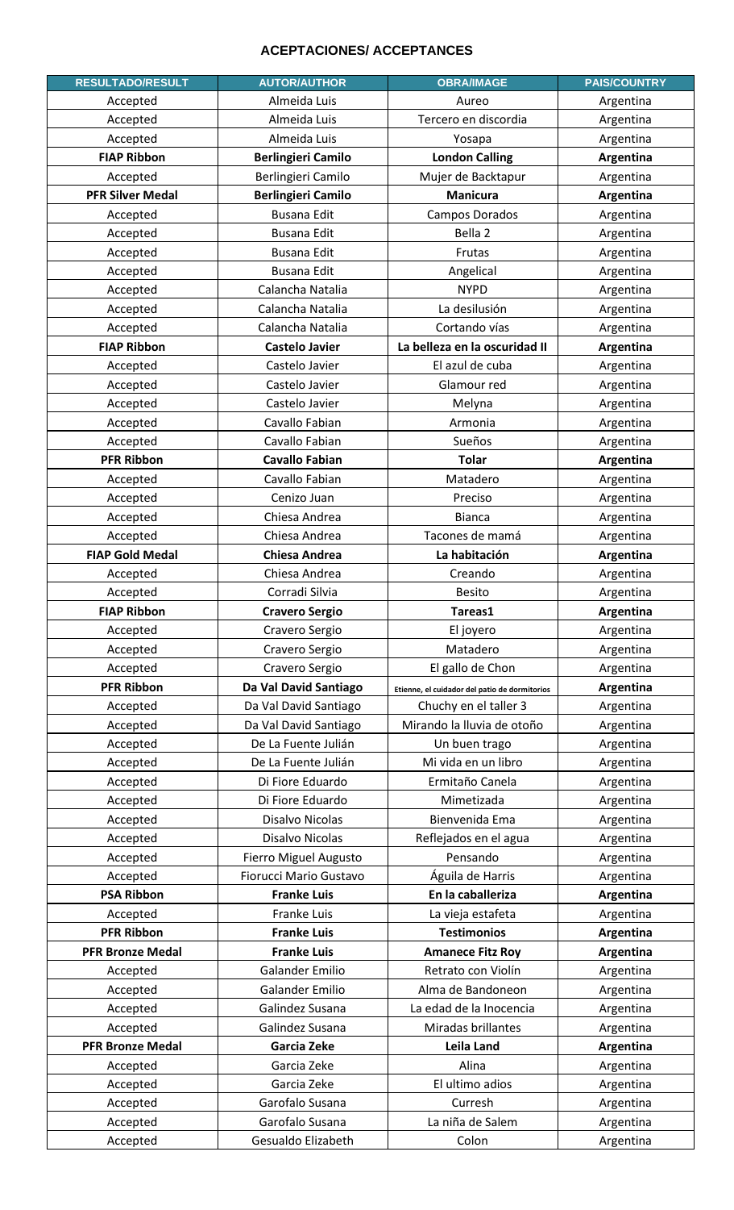# ACEPTACIONES/ ACCEPTANCES

| RESULTADO/RESULT | AUTOR/AUTHOR | OBRA/IMAGE | PAIS/COUNTRY |
|---|---|---|---|
| Accepted | Almeida Luis | Aureo | Argentina |
| Accepted | Almeida Luis | Tercero en discordia | Argentina |
| Accepted | Almeida Luis | Yosapa | Argentina |
| **FIAP Ribbon** | **Berlingieri Camilo** | **London Calling** | **Argentina** |
| Accepted | Berlingieri Camilo | Mujer de Backtapur | Argentina |
| **PFR Silver Medal** | **Berlingieri Camilo** | **Manicura** | **Argentina** |
| Accepted | Busana Edit | Campos Dorados | Argentina |
| Accepted | Busana Edit | Bella 2 | Argentina |
| Accepted | Busana Edit | Frutas | Argentina |
| Accepted | Busana Edit | Angelical | Argentina |
| Accepted | Calancha Natalia | NYPD | Argentina |
| Accepted | Calancha Natalia | La desilusión | Argentina |
| Accepted | Calancha Natalia | Cortando vías | Argentina |
| **FIAP Ribbon** | **Castelo Javier** | **La belleza en la oscuridad II** | **Argentina** |
| Accepted | Castelo Javier | El azul de cuba | Argentina |
| Accepted | Castelo Javier | Glamour red | Argentina |
| Accepted | Castelo Javier | Melyna | Argentina |
| Accepted | Cavallo Fabian | Armonia | Argentina |
| Accepted | Cavallo Fabian | Sueños | Argentina |
| **PFR Ribbon** | **Cavallo Fabian** | **Tolar** | **Argentina** |
| Accepted | Cavallo Fabian | Matadero | Argentina |
| Accepted | Cenizo Juan | Preciso | Argentina |
| Accepted | Chiesa Andrea | Bianca | Argentina |
| Accepted | Chiesa Andrea | Tacones de mamá | Argentina |
| **FIAP Gold Medal** | **Chiesa Andrea** | **La habitación** | **Argentina** |
| Accepted | Chiesa Andrea | Creando | Argentina |
| Accepted | Corradi Silvia | Besito | Argentina |
| **FIAP Ribbon** | **Cravero Sergio** | **Tareas1** | **Argentina** |
| Accepted | Cravero Sergio | El joyero | Argentina |
| Accepted | Cravero Sergio | Matadero | Argentina |
| Accepted | Cravero Sergio | El gallo de Chon | Argentina |
| **PFR Ribbon** | **Da Val David Santiago** | **Etienne, el cuidador del patio de dormitorios** | **Argentina** |
| Accepted | Da Val David Santiago | Chuchy en el taller 3 | Argentina |
| Accepted | Da Val David Santiago | Mirando la lluvia de otoño | Argentina |
| Accepted | De La Fuente Julián | Un buen trago | Argentina |
| Accepted | De La Fuente Julián | Mi vida en un libro | Argentina |
| Accepted | Di Fiore Eduardo | Ermitaño Canela | Argentina |
| Accepted | Di Fiore Eduardo | Mimetizada | Argentina |
| Accepted | Disalvo Nicolas | Bienvenida Ema | Argentina |
| Accepted | Disalvo Nicolas | Reflejados en el agua | Argentina |
| Accepted | Fierro Miguel Augusto | Pensando | Argentina |
| Accepted | Fiorucci Mario Gustavo | Águila de Harris | Argentina |
| **PSA Ribbon** | **Franke Luis** | **En la caballeriza** | **Argentina** |
| Accepted | Franke Luis | La vieja estafeta | Argentina |
| **PFR Ribbon** | **Franke Luis** | **Testimonios** | **Argentina** |
| **PFR Bronze Medal** | **Franke Luis** | **Amanece Fitz Roy** | **Argentina** |
| Accepted | Galander Emilio | Retrato con Violín | Argentina |
| Accepted | Galander Emilio | Alma de Bandoneon | Argentina |
| Accepted | Galindez Susana | La edad de la Inocencia | Argentina |
| Accepted | Galindez Susana | Miradas brillantes | Argentina |
| **PFR Bronze Medal** | **Garcia Zeke** | **Leila Land** | **Argentina** |
| Accepted | Garcia Zeke | Alina | Argentina |
| Accepted | Garcia Zeke | El ultimo adios | Argentina |
| Accepted | Garofalo Susana | Curresh | Argentina |
| Accepted | Garofalo Susana | La niña de Salem | Argentina |
| Accepted | Gesualdo Elizabeth | Colon | Argentina |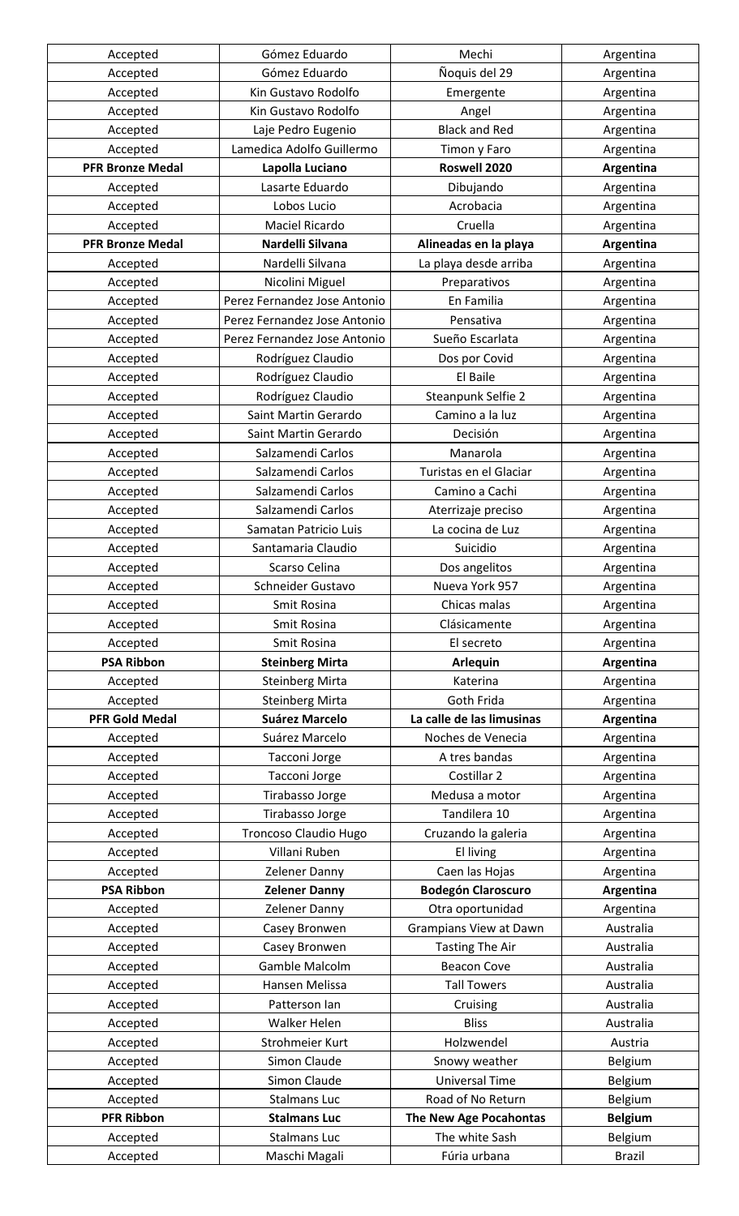| Accepted | Gómez Eduardo | Mechi | Argentina |
|---|---|---|---|
| Accepted | Gómez Eduardo | Ñoquis del 29 | Argentina |
| Accepted | Kin Gustavo Rodolfo | Emergente | Argentina |
| Accepted | Kin Gustavo Rodolfo | Angel | Argentina |
| Accepted | Laje Pedro Eugenio | Black and Red | Argentina |
| Accepted | Lamedica Adolfo Guillermo | Timon y Faro | Argentina |
| **PFR Bronze Medal** | **Lapolla Luciano** | **Roswell 2020** | **Argentina** |
| Accepted | Lasarte Eduardo | Dibujando | Argentina |
| Accepted | Lobos Lucio | Acrobacia | Argentina |
| Accepted | Maciel Ricardo | Cruella | Argentina |
| **PFR Bronze Medal** | **Nardelli Silvana** | **Alineadas en la playa** | **Argentina** |
| Accepted | Nardelli Silvana | La playa desde arriba | Argentina |
| Accepted | Nicolini Miguel | Preparativos | Argentina |
| Accepted | Perez Fernandez Jose Antonio | En Familia | Argentina |
| Accepted | Perez Fernandez Jose Antonio | Pensativa | Argentina |
| Accepted | Perez Fernandez Jose Antonio | Sueño Escarlata | Argentina |
| Accepted | Rodríguez Claudio | Dos por Covid | Argentina |
| Accepted | Rodríguez Claudio | El Baile | Argentina |
| Accepted | Rodríguez Claudio | Steanpunk Selfie 2 | Argentina |
| Accepted | Saint Martin Gerardo | Camino a la luz | Argentina |
| Accepted | Saint Martin Gerardo | Decisión | Argentina |
| Accepted | Salzamendi Carlos | Manarola | Argentina |
| Accepted | Salzamendi Carlos | Turistas en el Glaciar | Argentina |
| Accepted | Salzamendi Carlos | Camino a Cachi | Argentina |
| Accepted | Salzamendi Carlos | Aterrizaje preciso | Argentina |
| Accepted | Samatan Patricio Luis | La cocina de Luz | Argentina |
| Accepted | Santamaria Claudio | Suicidio | Argentina |
| Accepted | Scarso Celina | Dos angelitos | Argentina |
| Accepted | Schneider Gustavo | Nueva York 957 | Argentina |
| Accepted | Smit Rosina | Chicas malas | Argentina |
| Accepted | Smit Rosina | Clásicamente | Argentina |
| Accepted | Smit Rosina | El secreto | Argentina |
| **PSA Ribbon** | **Steinberg Mirta** | **Arlequin** | **Argentina** |
| Accepted | Steinberg Mirta | Katerina | Argentina |
| Accepted | Steinberg Mirta | Goth Frida | Argentina |
| **PFR Gold Medal** | **Suárez Marcelo** | **La calle de las limusinas** | **Argentina** |
| Accepted | Suárez Marcelo | Noches de Venecia | Argentina |
| Accepted | Tacconi Jorge | A tres bandas | Argentina |
| Accepted | Tacconi Jorge | Costillar 2 | Argentina |
| Accepted | Tirabasso Jorge | Medusa a motor | Argentina |
| Accepted | Tirabasso Jorge | Tandilera 10 | Argentina |
| Accepted | Troncoso Claudio Hugo | Cruzando la galeria | Argentina |
| Accepted | Villani Ruben | El living | Argentina |
| Accepted | Zelener Danny | Caen las Hojas | Argentina |
| **PSA Ribbon** | **Zelener Danny** | **Bodegón Claroscuro** | **Argentina** |
| Accepted | Zelener Danny | Otra oportunidad | Argentina |
| Accepted | Casey Bronwen | Grampians View at Dawn | Australia |
| Accepted | Casey Bronwen | Tasting The Air | Australia |
| Accepted | Gamble Malcolm | Beacon Cove | Australia |
| Accepted | Hansen Melissa | Tall Towers | Australia |
| Accepted | Patterson Ian | Cruising | Australia |
| Accepted | Walker Helen | Bliss | Australia |
| Accepted | Strohmeier Kurt | Holzwendel | Austria |
| Accepted | Simon Claude | Snowy weather | Belgium |
| Accepted | Simon Claude | Universal Time | Belgium |
| Accepted | Stalmans Luc | Road of No Return | Belgium |
| **PFR Ribbon** | **Stalmans Luc** | **The New Age Pocahontas** | **Belgium** |
| Accepted | Stalmans Luc | The white Sash | Belgium |
| Accepted | Maschi Magali | Fúria urbana | Brazil |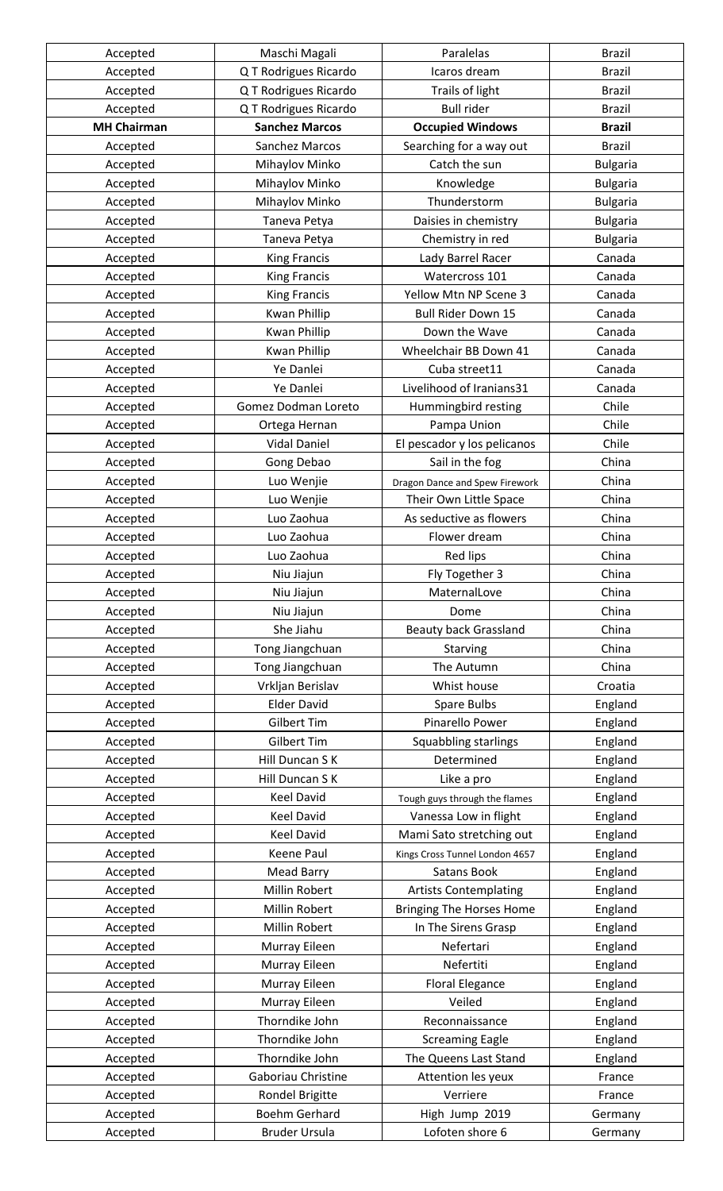| | | | |
|---|---|---|---|
| Accepted | Maschi Magali | Paralelas | Brazil |
| Accepted | Q T Rodrigues Ricardo | Icaros dream | Brazil |
| Accepted | Q T Rodrigues Ricardo | Trails of light | Brazil |
| Accepted | Q T Rodrigues Ricardo | Bull rider | Brazil |
| **MH Chairman** | **Sanchez Marcos** | **Occupied Windows** | **Brazil** |
| Accepted | Sanchez Marcos | Searching for a way out | Brazil |
| Accepted | Mihaylov Minko | Catch the sun | Bulgaria |
| Accepted | Mihaylov Minko | Knowledge | Bulgaria |
| Accepted | Mihaylov Minko | Thunderstorm | Bulgaria |
| Accepted | Taneva Petya | Daisies in chemistry | Bulgaria |
| Accepted | Taneva Petya | Chemistry in red | Bulgaria |
| Accepted | King Francis | Lady Barrel Racer | Canada |
| Accepted | King Francis | Watercross 101 | Canada |
| Accepted | King Francis | Yellow Mtn NP Scene 3 | Canada |
| Accepted | Kwan Phillip | Bull Rider Down 15 | Canada |
| Accepted | Kwan Phillip | Down the Wave | Canada |
| Accepted | Kwan Phillip | Wheelchair BB Down 41 | Canada |
| Accepted | Ye Danlei | Cuba street11 | Canada |
| Accepted | Ye Danlei | Livelihood of Iranians31 | Canada |
| Accepted | Gomez Dodman Loreto | Hummingbird resting | Chile |
| Accepted | Ortega Hernan | Pampa Union | Chile |
| Accepted | Vidal Daniel | El pescador y los pelicanos | Chile |
| Accepted | Gong Debao | Sail in the fog | China |
| Accepted | Luo Wenjie | Dragon Dance and Spew Firework | China |
| Accepted | Luo Wenjie | Their Own Little Space | China |
| Accepted | Luo Zaohua | As seductive as flowers | China |
| Accepted | Luo Zaohua | Flower dream | China |
| Accepted | Luo Zaohua | Red lips | China |
| Accepted | Niu Jiajun | Fly Together 3 | China |
| Accepted | Niu Jiajun | MaternalLove | China |
| Accepted | Niu Jiajun | Dome | China |
| Accepted | She Jiahu | Beauty back Grassland | China |
| Accepted | Tong Jiangchuan | Starving | China |
| Accepted | Tong Jiangchuan | The Autumn | China |
| Accepted | Vrkljan Berislav | Whist house | Croatia |
| Accepted | Elder David | Spare Bulbs | England |
| Accepted | Gilbert Tim | Pinarello Power | England |
| Accepted | Gilbert Tim | Squabbling starlings | England |
| Accepted | Hill Duncan S K | Determined | England |
| Accepted | Hill Duncan S K | Like a pro | England |
| Accepted | Keel David | Tough guys through the flames | England |
| Accepted | Keel David | Vanessa Low in flight | England |
| Accepted | Keel David | Mami Sato stretching out | England |
| Accepted | Keene Paul | Kings Cross Tunnel London 4657 | England |
| Accepted | Mead Barry | Satans Book | England |
| Accepted | Millin Robert | Artists Contemplating | England |
| Accepted | Millin Robert | Bringing The Horses Home | England |
| Accepted | Millin Robert | In The Sirens Grasp | England |
| Accepted | Murray Eileen | Nefertari | England |
| Accepted | Murray Eileen | Nefertiti | England |
| Accepted | Murray Eileen | Floral Elegance | England |
| Accepted | Murray Eileen | Veiled | England |
| Accepted | Thorndike John | Reconnaissance | England |
| Accepted | Thorndike John | Screaming Eagle | England |
| Accepted | Thorndike John | The Queens Last Stand | England |
| Accepted | Gaboriau Christine | Attention les yeux | France |
| Accepted | Rondel Brigitte | Verriere | France |
| Accepted | Boehm Gerhard | High Jump 2019 | Germany |
| Accepted | Bruder Ursula | Lofoten shore 6 | Germany |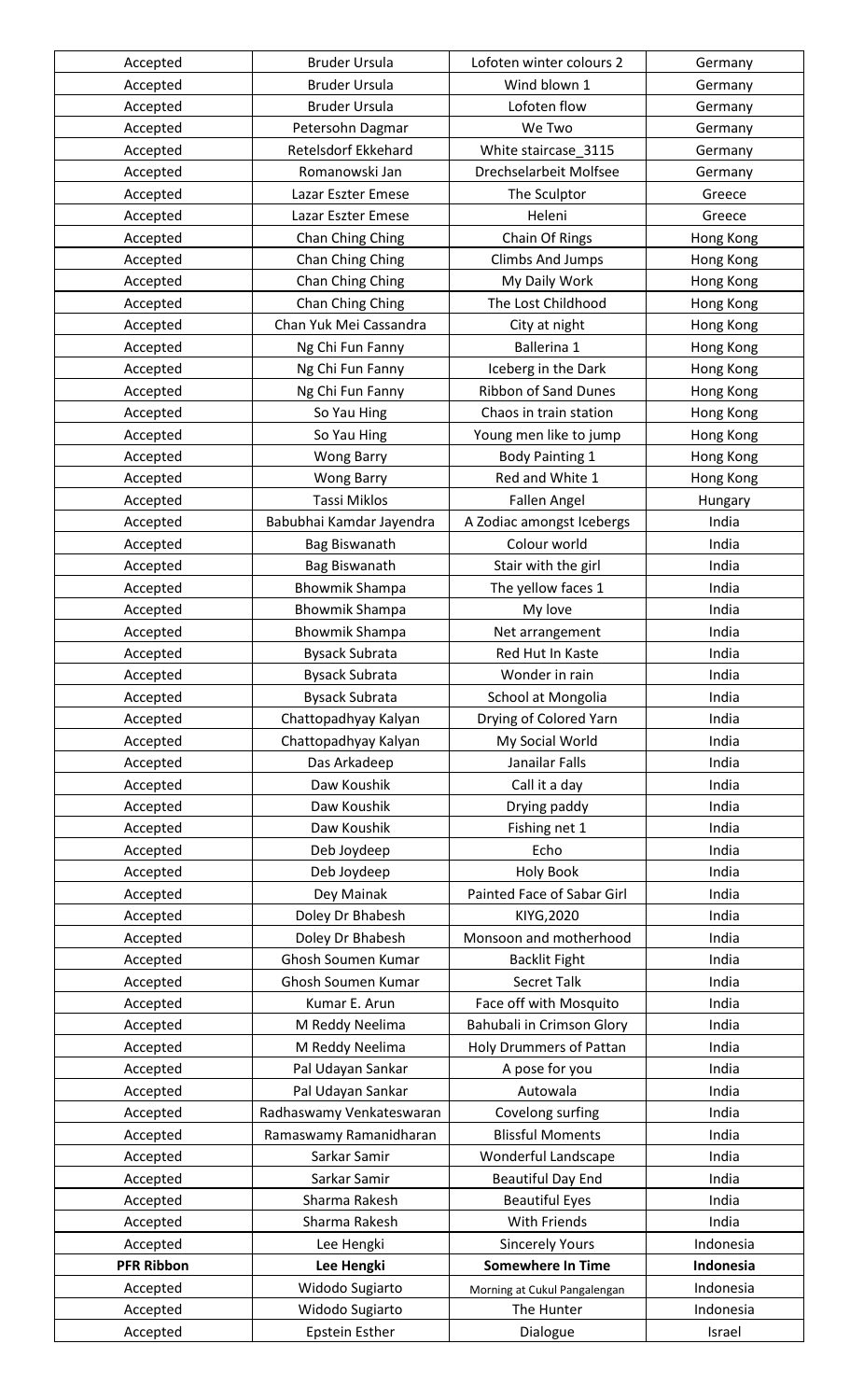| Accepted | Bruder Ursula | Lofoten winter colours 2 | Germany |
|---|---|---|---|
| Accepted | Bruder Ursula | Wind blown 1 | Germany |
| Accepted | Bruder Ursula | Lofoten flow | Germany |
| Accepted | Petersohn Dagmar | We Two | Germany |
| Accepted | Retelsdorf Ekkehard | White staircase_3115 | Germany |
| Accepted | Romanowski Jan | Drechselarbeit Molfsee | Germany |
| Accepted | Lazar Eszter Emese | The Sculptor | Greece |
| Accepted | Lazar Eszter Emese | Heleni | Greece |
| Accepted | Chan Ching Ching | Chain Of Rings | Hong Kong |
| Accepted | Chan Ching Ching | Climbs And Jumps | Hong Kong |
| Accepted | Chan Ching Ching | My Daily Work | Hong Kong |
| Accepted | Chan Ching Ching | The Lost Childhood | Hong Kong |
| Accepted | Chan Yuk Mei Cassandra | City at night | Hong Kong |
| Accepted | Ng Chi Fun Fanny | Ballerina 1 | Hong Kong |
| Accepted | Ng Chi Fun Fanny | Iceberg in the Dark | Hong Kong |
| Accepted | Ng Chi Fun Fanny | Ribbon of Sand Dunes | Hong Kong |
| Accepted | So Yau Hing | Chaos in train station | Hong Kong |
| Accepted | So Yau Hing | Young men like to jump | Hong Kong |
| Accepted | Wong Barry | Body Painting 1 | Hong Kong |
| Accepted | Wong Barry | Red and White 1 | Hong Kong |
| Accepted | Tassi Miklos | Fallen Angel | Hungary |
| Accepted | Babubhai Kamdar Jayendra | A Zodiac amongst Icebergs | India |
| Accepted | Bag Biswanath | Colour world | India |
| Accepted | Bag Biswanath | Stair with the girl | India |
| Accepted | Bhowmik Shampa | The yellow faces 1 | India |
| Accepted | Bhowmik Shampa | My love | India |
| Accepted | Bhowmik Shampa | Net arrangement | India |
| Accepted | Bysack Subrata | Red Hut In Kaste | India |
| Accepted | Bysack Subrata | Wonder in rain | India |
| Accepted | Bysack Subrata | School at Mongolia | India |
| Accepted | Chattopadhyay Kalyan | Drying of Colored Yarn | India |
| Accepted | Chattopadhyay Kalyan | My Social World | India |
| Accepted | Das Arkadeep | Janailar Falls | India |
| Accepted | Daw Koushik | Call it a day | India |
| Accepted | Daw Koushik | Drying paddy | India |
| Accepted | Daw Koushik | Fishing net 1 | India |
| Accepted | Deb Joydeep | Echo | India |
| Accepted | Deb Joydeep | Holy Book | India |
| Accepted | Dey Mainak | Painted Face of Sabar Girl | India |
| Accepted | Doley Dr Bhabesh | KIYG,2020 | India |
| Accepted | Doley Dr Bhabesh | Monsoon and motherhood | India |
| Accepted | Ghosh Soumen Kumar | Backlit Fight | India |
| Accepted | Ghosh Soumen Kumar | Secret Talk | India |
| Accepted | Kumar E. Arun | Face off with Mosquito | India |
| Accepted | M Reddy Neelima | Bahubali in Crimson Glory | India |
| Accepted | M Reddy Neelima | Holy Drummers of Pattan | India |
| Accepted | Pal Udayan Sankar | A pose for you | India |
| Accepted | Pal Udayan Sankar | Autowala | India |
| Accepted | Radhaswamy Venkateswaran | Covelong surfing | India |
| Accepted | Ramaswamy Ramanidharan | Blissful Moments | India |
| Accepted | Sarkar Samir | Wonderful Landscape | India |
| Accepted | Sarkar Samir | Beautiful Day End | India |
| Accepted | Sharma Rakesh | Beautiful Eyes | India |
| Accepted | Sharma Rakesh | With Friends | India |
| Accepted | Lee Hengki | Sincerely Yours | Indonesia |
| **PFR Ribbon** | **Lee Hengki** | **Somewhere In Time** | **Indonesia** |
| Accepted | Widodo Sugiarto | Morning at Cukul Pangalengan | Indonesia |
| Accepted | Widodo Sugiarto | The Hunter | Indonesia |
| Accepted | Epstein Esther | Dialogue | Israel |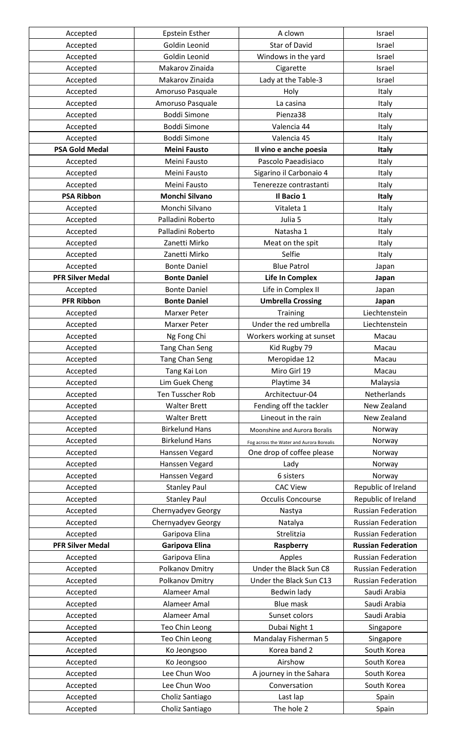| Accepted | Epstein Esther | A clown | Israel |
|---|---|---|---|
| Accepted | Goldin Leonid | Star of David | Israel |
| Accepted | Goldin Leonid | Windows in the yard | Israel |
| Accepted | Makarov Zinaida | Cigarette | Israel |
| Accepted | Makarov Zinaida | Lady at the Table-3 | Israel |
| Accepted | Amoruso Pasquale | Holy | Italy |
| Accepted | Amoruso Pasquale | La casina | Italy |
| Accepted | Boddi Simone | Pienza38 | Italy |
| Accepted | Boddi Simone | Valencia 44 | Italy |
| Accepted | Boddi Simone | Valencia 45 | Italy |
| **PSA Gold Medal** | **Meini Fausto** | **Il vino e anche poesia** | **Italy** |
| Accepted | Meini Fausto | Pascolo Paeadisiaco | Italy |
| Accepted | Meini Fausto | Sigarino il Carbonaio 4 | Italy |
| Accepted | Meini Fausto | Tenerezze contrastanti | Italy |
| **PSA Ribbon** | **Monchi Silvano** | **Il Bacio 1** | **Italy** |
| Accepted | Monchi Silvano | Vitaleta 1 | Italy |
| Accepted | Palladini Roberto | Julia 5 | Italy |
| Accepted | Palladini Roberto | Natasha 1 | Italy |
| Accepted | Zanetti Mirko | Meat on the spit | Italy |
| Accepted | Zanetti Mirko | Selfie | Italy |
| Accepted | Bonte Daniel | Blue Patrol | Japan |
| **PFR Silver Medal** | **Bonte Daniel** | **Life In Complex** | **Japan** |
| Accepted | Bonte Daniel | Life in Complex II | Japan |
| **PFR Ribbon** | **Bonte Daniel** | **Umbrella Crossing** | **Japan** |
| Accepted | Marxer Peter | Training | Liechtenstein |
| Accepted | Marxer Peter | Under the red umbrella | Liechtenstein |
| Accepted | Ng Fong Chi | Workers working at sunset | Macau |
| Accepted | Tang Chan Seng | Kid Rugby 79 | Macau |
| Accepted | Tang Chan Seng | Meropidae 12 | Macau |
| Accepted | Tang Kai Lon | Miro Girl 19 | Macau |
| Accepted | Lim Guek Cheng | Playtime 34 | Malaysia |
| Accepted | Ten Tusscher Rob | Architectuur-04 | Netherlands |
| Accepted | Walter Brett | Fending off the tackler | New Zealand |
| Accepted | Walter Brett | Lineout in the rain | New Zealand |
| Accepted | Birkelund Hans | Moonshine and Aurora Boralis | Norway |
| Accepted | Birkelund Hans | Fog across the Water and Aurora Borealis | Norway |
| Accepted | Hanssen Vegard | One drop of coffee please | Norway |
| Accepted | Hanssen Vegard | Lady | Norway |
| Accepted | Hanssen Vegard | 6 sisters | Norway |
| Accepted | Stanley Paul | CAC View | Republic of Ireland |
| Accepted | Stanley Paul | Occulis Concourse | Republic of Ireland |
| Accepted | Chernyadyev Georgy | Nastya | Russian Federation |
| Accepted | Chernyadyev Georgy | Natalya | Russian Federation |
| Accepted | Garipova Elina | Strelitzia | Russian Federation |
| **PFR Silver Medal** | **Garipova Elina** | **Raspberry** | **Russian Federation** |
| Accepted | Garipova Elina | Apples | Russian Federation |
| Accepted | Polkanov Dmitry | Under the Black Sun C8 | Russian Federation |
| Accepted | Polkanov Dmitry | Under the Black Sun C13 | Russian Federation |
| Accepted | Alameer Amal | Bedwin lady | Saudi Arabia |
| Accepted | Alameer Amal | Blue mask | Saudi Arabia |
| Accepted | Alameer Amal | Sunset colors | Saudi Arabia |
| Accepted | Teo Chin Leong | Dubai Night 1 | Singapore |
| Accepted | Teo Chin Leong | Mandalay Fisherman 5 | Singapore |
| Accepted | Ko Jeongsoo | Korea band 2 | South Korea |
| Accepted | Ko Jeongsoo | Airshow | South Korea |
| Accepted | Lee Chun Woo | A journey in the Sahara | South Korea |
| Accepted | Lee Chun Woo | Conversation | South Korea |
| Accepted | Choliz Santiago | Last lap | Spain |
| Accepted | Choliz Santiago | The hole 2 | Spain |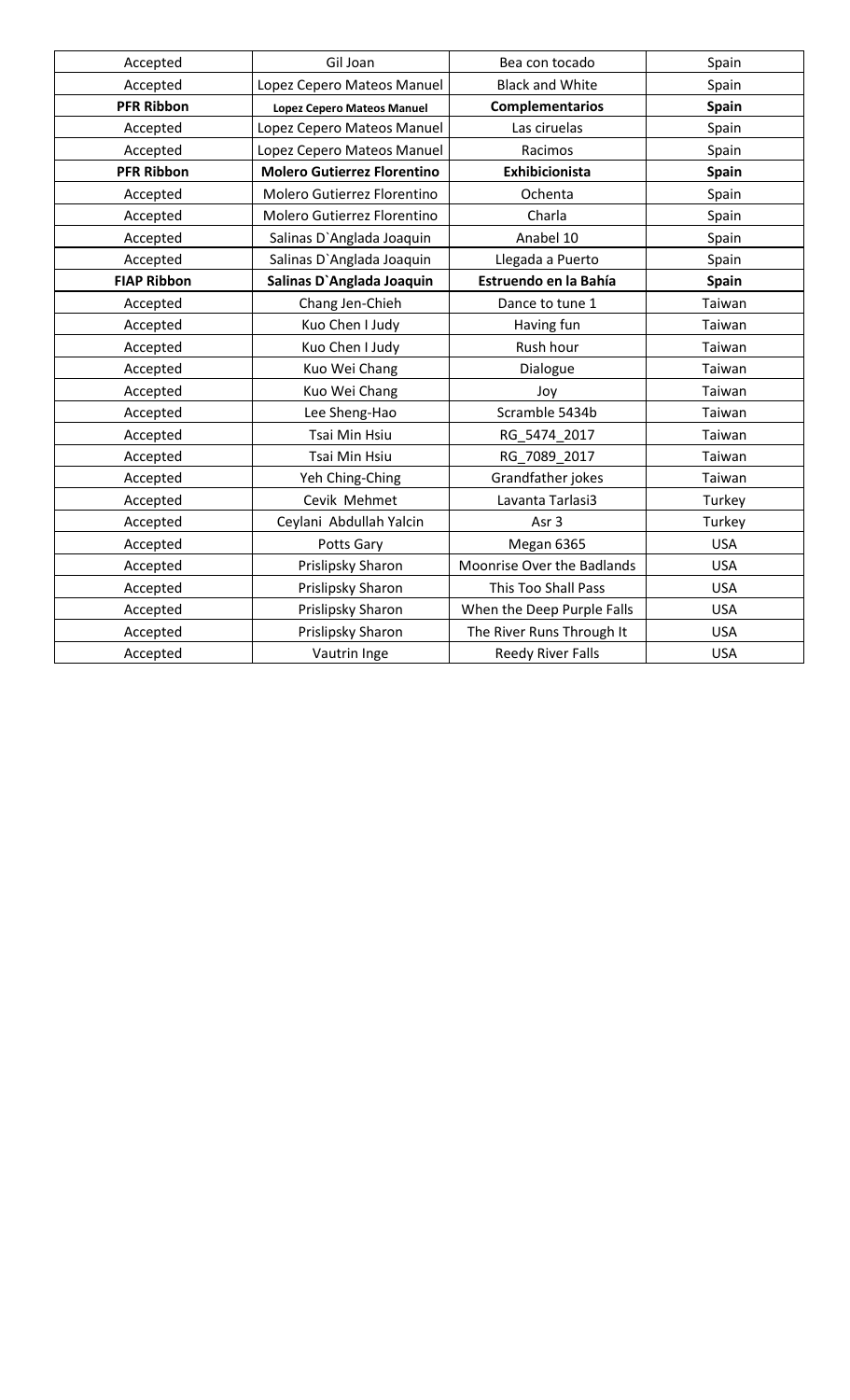| | | | |
|---|---|---|---|
| Accepted | Gil Joan | Bea con tocado | Spain |
| Accepted | Lopez Cepero Mateos Manuel | Black and White | Spain |
| **PFR Ribbon** | **Lopez Cepero Mateos Manuel** | **Complementarios** | **Spain** |
| Accepted | Lopez Cepero Mateos Manuel | Las ciruelas | Spain |
| Accepted | Lopez Cepero Mateos Manuel | Racimos | Spain |
| **PFR Ribbon** | **Molero Gutierrez Florentino** | **Exhibicionista** | **Spain** |
| Accepted | Molero Gutierrez Florentino | Ochenta | Spain |
| Accepted | Molero Gutierrez Florentino | Charla | Spain |
| Accepted | Salinas D`Anglada Joaquin | Anabel 10 | Spain |
| Accepted | Salinas D`Anglada Joaquin | Llegada a Puerto | Spain |
| **FIAP Ribbon** | **Salinas D`Anglada Joaquin** | **Estruendo en la Bahía** | **Spain** |
| Accepted | Chang Jen-Chieh | Dance to tune 1 | Taiwan |
| Accepted | Kuo Chen I Judy | Having fun | Taiwan |
| Accepted | Kuo Chen I Judy | Rush hour | Taiwan |
| Accepted | Kuo Wei Chang | Dialogue | Taiwan |
| Accepted | Kuo Wei Chang | Joy | Taiwan |
| Accepted | Lee Sheng-Hao | Scramble 5434b | Taiwan |
| Accepted | Tsai Min Hsiu | RG_5474_2017 | Taiwan |
| Accepted | Tsai Min Hsiu | RG_7089_2017 | Taiwan |
| Accepted | Yeh Ching-Ching | Grandfather jokes | Taiwan |
| Accepted | Cevik Mehmet | Lavanta Tarlasi3 | Turkey |
| Accepted | Ceylani Abdullah Yalcin | Asr 3 | Turkey |
| Accepted | Potts Gary | Megan 6365 | USA |
| Accepted | Prislipsky Sharon | Moonrise Over the Badlands | USA |
| Accepted | Prislipsky Sharon | This Too Shall Pass | USA |
| Accepted | Prislipsky Sharon | When the Deep Purple Falls | USA |
| Accepted | Prislipsky Sharon | The River Runs Through It | USA |
| Accepted | Vautrin Inge | Reedy River Falls | USA |